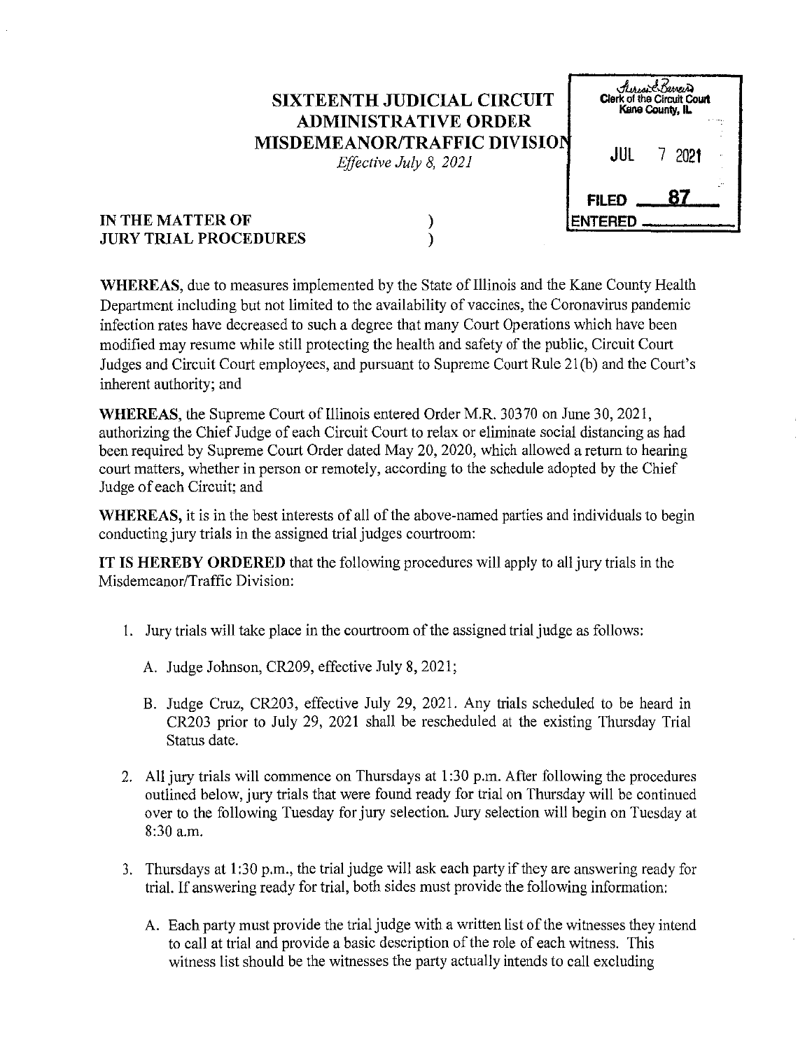# SIXTEENTH JUDICIAL CIRCUIT ADMINISTRATIVE ORDER MISDEMEANOR/TRAFFIC DIVISION

*Effective July 8, 2021*

Clerk of the Circuit Court
Kane County, IL

JUL 7 2021

FILED 87

ENTERED

**IN THE MATTER OF JURY TRIAL PROCEDURES** )
)

**WHEREAS**, due to measures implemented by the State of Illinois and the Kane County Health Department including but not limited to the availability of vaccines, the Coronavirus pandemic infection rates have decreased to such a degree that many Court Operations which have been modified may resume while still protecting the health and safety of the public, Circuit Court Judges and Circuit Court employees, and pursuant to Supreme Court Rule 21(b) and the Court's inherent authority; and

**WHEREAS**, the Supreme Court of Illinois entered Order M.R. 30370 on June 30, 2021, authorizing the Chief Judge of each Circuit Court to relax or eliminate social distancing as had been required by Supreme Court Order dated May 20, 2020, which allowed a return to hearing court matters, whether in person or remotely, according to the schedule adopted by the Chief Judge of each Circuit; and

**WHEREAS**, it is in the best interests of all of the above-named parties and individuals to begin conducting jury trials in the assigned trial judges courtroom:

**IT IS HEREBY ORDERED** that the following procedures will apply to all jury trials in the Misdemeanor/Traffic Division:

1. Jury trials will take place in the courtroom of the assigned trial judge as follows:

   A. Judge Johnson, CR209, effective July 8, 2021;

   B. Judge Cruz, CR203, effective July 29, 2021. Any trials scheduled to be heard in CR203 prior to July 29, 2021 shall be rescheduled at the existing Thursday Trial Status date.

2. All jury trials will commence on Thursdays at 1:30 p.m. After following the procedures outlined below, jury trials that were found ready for trial on Thursday will be continued over to the following Tuesday for jury selection. Jury selection will begin on Tuesday at 8:30 a.m.

3. Thursdays at 1:30 p.m., the trial judge will ask each party if they are answering ready for trial. If answering ready for trial, both sides must provide the following information:

   A. Each party must provide the trial judge with a written list of the witnesses they intend to call at trial and provide a basic description of the role of each witness. This witness list should be the witnesses the party actually intends to call excluding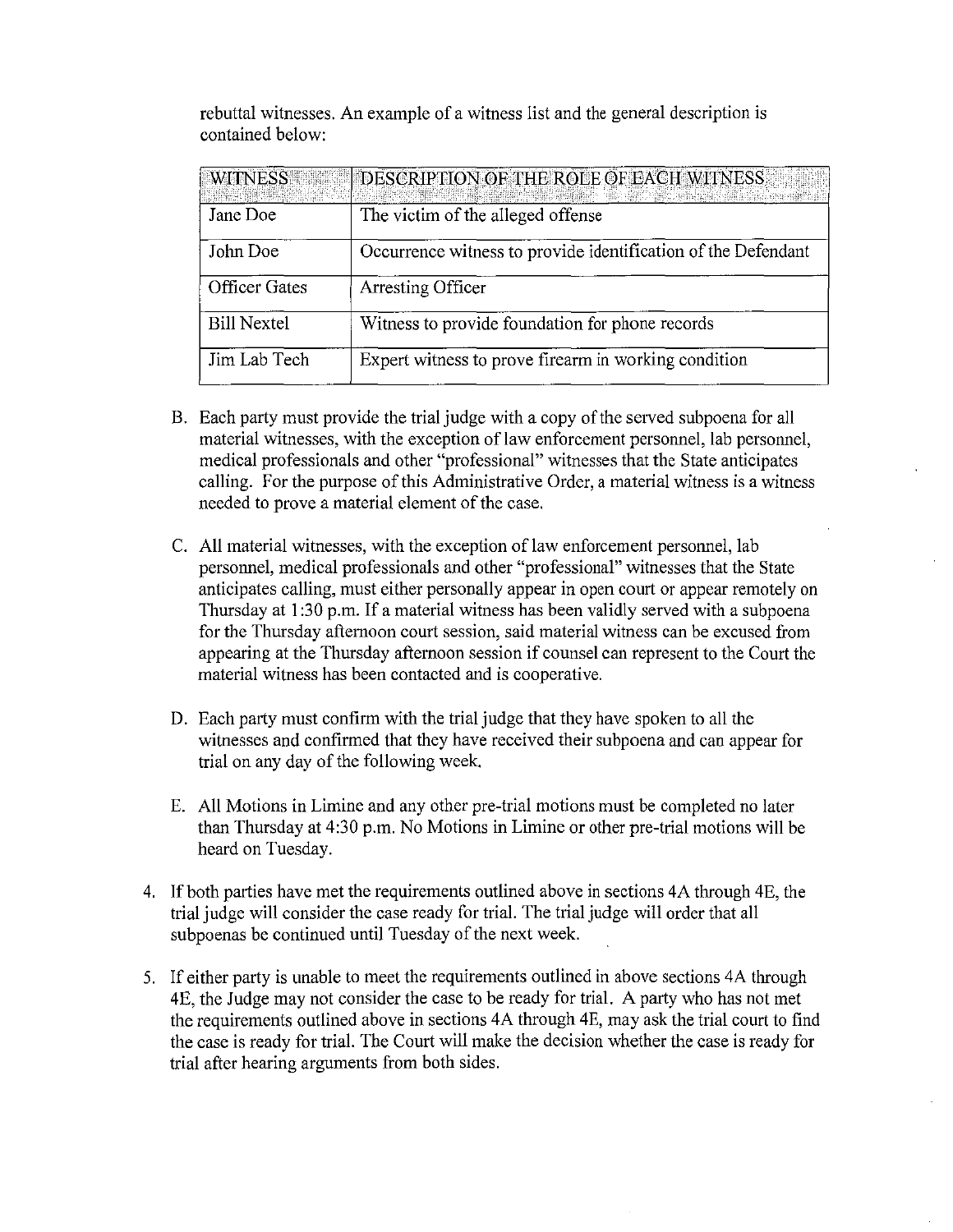rebuttal witnesses. An example of a witness list and the general description is contained below:

| WITNESS | DESCRIPTION OF THE ROLE OF EACH WITNESS |
| --- | --- |
| Jane Doe | The victim of the alleged offense |
| John Doe | Occurrence witness to provide identification of the Defendant |
| Officer Gates | Arresting Officer |
| Bill Nextel | Witness to provide foundation for phone records |
| Jim Lab Tech | Expert witness to prove firearm in working condition |

B. Each party must provide the trial judge with a copy of the served subpoena for all material witnesses, with the exception of law enforcement personnel, lab personnel, medical professionals and other "professional" witnesses that the State anticipates calling. For the purpose of this Administrative Order, a material witness is a witness needed to prove a material element of the case.

C. All material witnesses, with the exception of law enforcement personnel, lab personnel, medical professionals and other "professional" witnesses that the State anticipates calling, must either personally appear in open court or appear remotely on Thursday at 1:30 p.m. If a material witness has been validly served with a subpoena for the Thursday afternoon court session, said material witness can be excused from appearing at the Thursday afternoon session if counsel can represent to the Court the material witness has been contacted and is cooperative.

D. Each party must confirm with the trial judge that they have spoken to all the witnesses and confirmed that they have received their subpoena and can appear for trial on any day of the following week.

E. All Motions in Limine and any other pre-trial motions must be completed no later than Thursday at 4:30 p.m. No Motions in Limine or other pre-trial motions will be heard on Tuesday.

4. If both parties have met the requirements outlined above in sections 4A through 4E, the trial judge will consider the case ready for trial. The trial judge will order that all subpoenas be continued until Tuesday of the next week.

5. If either party is unable to meet the requirements outlined in above sections 4A through 4E, the Judge may not consider the case to be ready for trial. A party who has not met the requirements outlined above in sections 4A through 4E, may ask the trial court to find the case is ready for trial. The Court will make the decision whether the case is ready for trial after hearing arguments from both sides.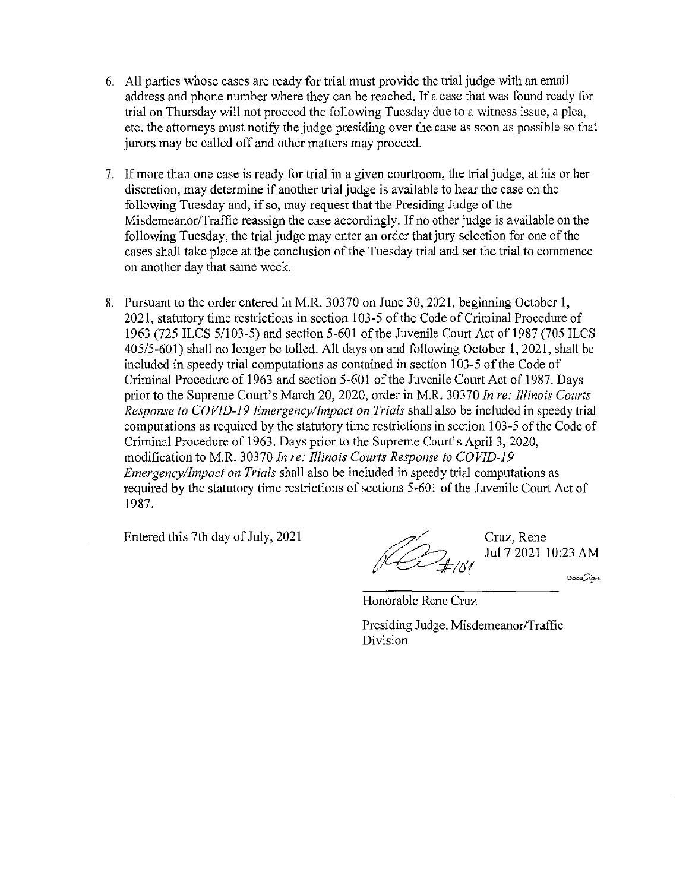6. All parties whose cases are ready for trial must provide the trial judge with an email address and phone number where they can be reached. If a case that was found ready for trial on Thursday will not proceed the following Tuesday due to a witness issue, a plea, etc. the attorneys must notify the judge presiding over the case as soon as possible so that jurors may be called off and other matters may proceed.

7. If more than one case is ready for trial in a given courtroom, the trial judge, at his or her discretion, may determine if another trial judge is available to hear the case on the following Tuesday and, if so, may request that the Presiding Judge of the Misdemeanor/Traffic reassign the case accordingly. If no other judge is available on the following Tuesday, the trial judge may enter an order that jury selection for one of the cases shall take place at the conclusion of the Tuesday trial and set the trial to commence on another day that same week.

8. Pursuant to the order entered in M.R. 30370 on June 30, 2021, beginning October 1, 2021, statutory time restrictions in section 103-5 of the Code of Criminal Procedure of 1963 (725 ILCS 5/103-5) and section 5-601 of the Juvenile Court Act of 1987 (705 ILCS 405/5-601) shall no longer be tolled. All days on and following October 1, 2021, shall be included in speedy trial computations as contained in section 103-5 of the Code of Criminal Procedure of 1963 and section 5-601 of the Juvenile Court Act of 1987. Days prior to the Supreme Court's March 20, 2020, order in M.R. 30370 *In re: Illinois Courts Response to COVID-19 Emergency/Impact on Trials* shall also be included in speedy trial computations as required by the statutory time restrictions in section 103-5 of the Code of Criminal Procedure of 1963. Days prior to the Supreme Court's April 3, 2020, modification to M.R. 30370 *In re: Illinois Courts Response to COVID-19 Emergency/Impact on Trials* shall also be included in speedy trial computations as required by the statutory time restrictions of sections 5-601 of the Juvenile Court Act of 1987.

Entered this 7th day of July, 2021

Cruz, Rene
Jul 7 2021 10:23 AM

Honorable Rene Cruz

Presiding Judge, Misdemeanor/Traffic Division